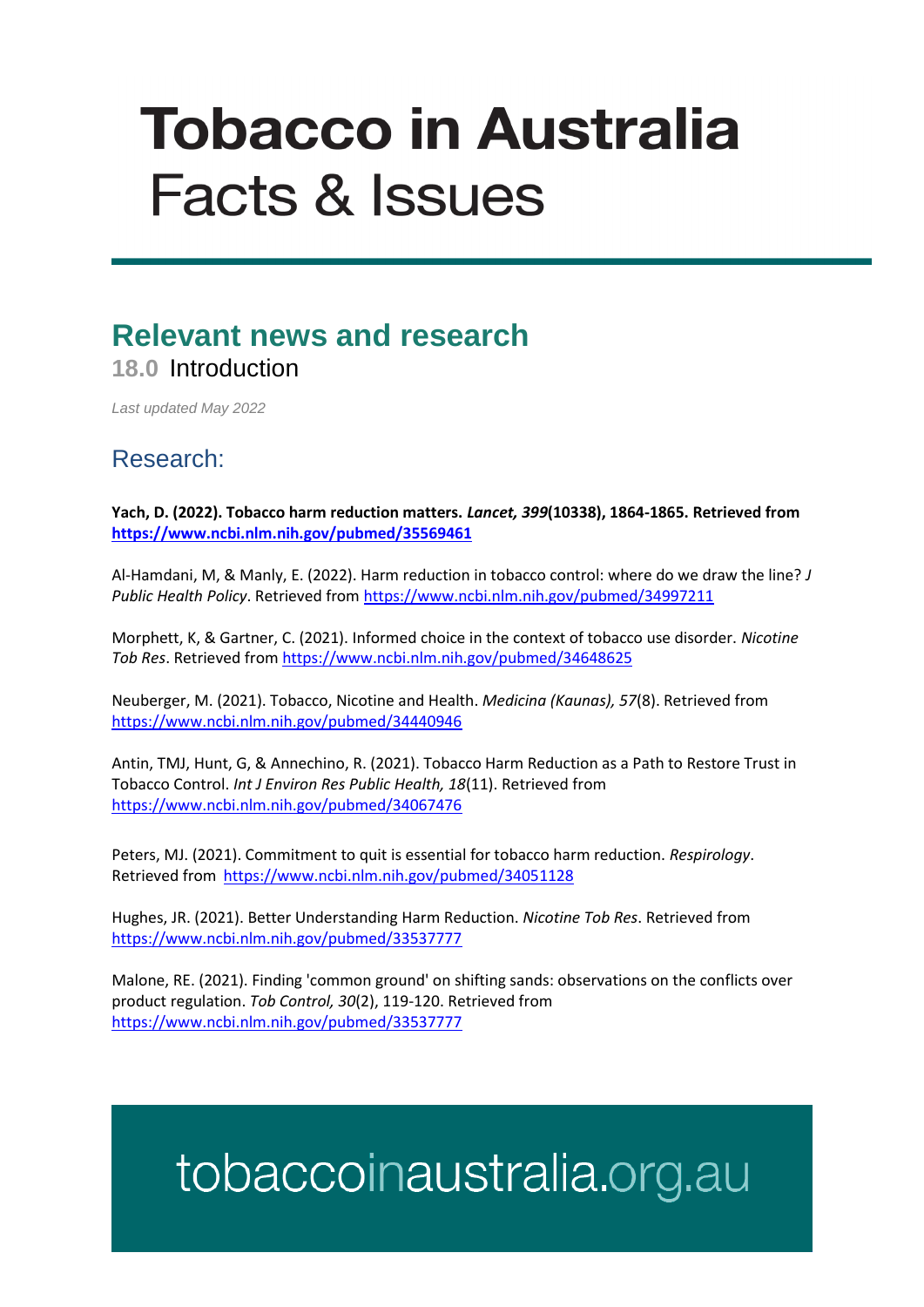# Tobacco in Australia
Facts & Issues

## Relevant news and research

### 18.0 Introduction

*Last updated May 2022*

## Research:

**Yach, D. (2022). Tobacco harm reduction matters. *Lancet, 399*(10338), 1864-1865. Retrieved from https://www.ncbi.nlm.nih.gov/pubmed/35569461**

Al-Hamdani, M, & Manly, E. (2022). Harm reduction in tobacco control: where do we draw the line? *J Public Health Policy*. Retrieved from https://www.ncbi.nlm.nih.gov/pubmed/34997211

Morphett, K, & Gartner, C. (2021). Informed choice in the context of tobacco use disorder. *Nicotine Tob Res*. Retrieved from https://www.ncbi.nlm.nih.gov/pubmed/34648625

Neuberger, M. (2021). Tobacco, Nicotine and Health. *Medicina (Kaunas), 57*(8). Retrieved from https://www.ncbi.nlm.nih.gov/pubmed/34440946

Antin, TMJ, Hunt, G, & Annechino, R. (2021). Tobacco Harm Reduction as a Path to Restore Trust in Tobacco Control. *Int J Environ Res Public Health, 18*(11). Retrieved from https://www.ncbi.nlm.nih.gov/pubmed/34067476

Peters, MJ. (2021). Commitment to quit is essential for tobacco harm reduction. *Respirology*. Retrieved from https://www.ncbi.nlm.nih.gov/pubmed/34051128

Hughes, JR. (2021). Better Understanding Harm Reduction. *Nicotine Tob Res*. Retrieved from https://www.ncbi.nlm.nih.gov/pubmed/33537777

Malone, RE. (2021). Finding 'common ground' on shifting sands: observations on the conflicts over product regulation. *Tob Control, 30*(2), 119-120. Retrieved from https://www.ncbi.nlm.nih.gov/pubmed/33537777

tobaccoinaustralia.org.au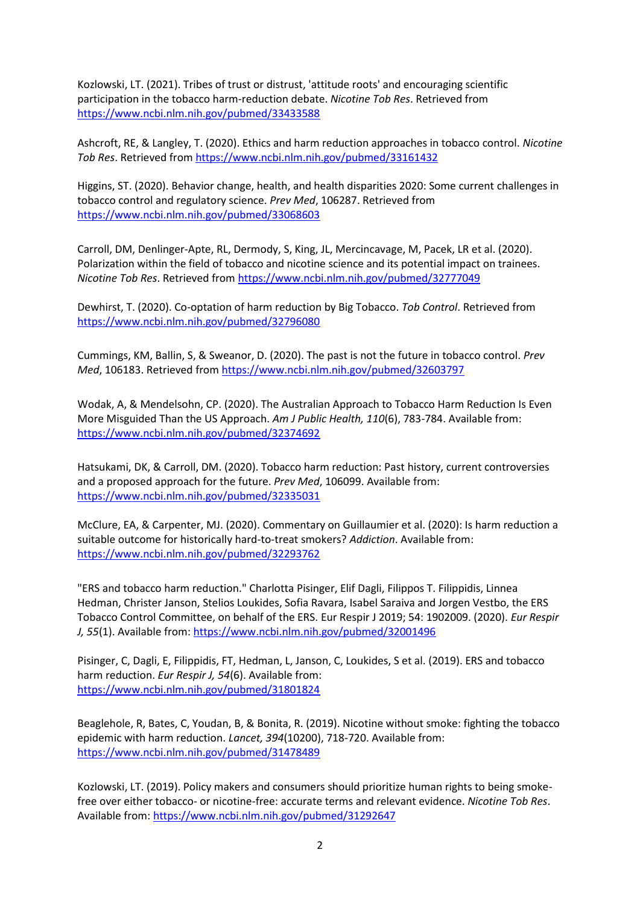Kozlowski, LT. (2021). Tribes of trust or distrust, 'attitude roots' and encouraging scientific participation in the tobacco harm-reduction debate. *Nicotine Tob Res*. Retrieved from https://www.ncbi.nlm.nih.gov/pubmed/33433588

Ashcroft, RE, & Langley, T. (2020). Ethics and harm reduction approaches in tobacco control. *Nicotine Tob Res*. Retrieved from https://www.ncbi.nlm.nih.gov/pubmed/33161432

Higgins, ST. (2020). Behavior change, health, and health disparities 2020: Some current challenges in tobacco control and regulatory science. *Prev Med*, 106287. Retrieved from https://www.ncbi.nlm.nih.gov/pubmed/33068603

Carroll, DM, Denlinger-Apte, RL, Dermody, S, King, JL, Mercincavage, M, Pacek, LR et al. (2020). Polarization within the field of tobacco and nicotine science and its potential impact on trainees. *Nicotine Tob Res*. Retrieved from https://www.ncbi.nlm.nih.gov/pubmed/32777049

Dewhirst, T. (2020). Co-optation of harm reduction by Big Tobacco. *Tob Control*. Retrieved from https://www.ncbi.nlm.nih.gov/pubmed/32796080

Cummings, KM, Ballin, S, & Sweanor, D. (2020). The past is not the future in tobacco control. *Prev Med*, 106183. Retrieved from https://www.ncbi.nlm.nih.gov/pubmed/32603797

Wodak, A, & Mendelsohn, CP. (2020). The Australian Approach to Tobacco Harm Reduction Is Even More Misguided Than the US Approach. *Am J Public Health, 110*(6), 783-784. Available from: https://www.ncbi.nlm.nih.gov/pubmed/32374692

Hatsukami, DK, & Carroll, DM. (2020). Tobacco harm reduction: Past history, current controversies and a proposed approach for the future. *Prev Med*, 106099. Available from: https://www.ncbi.nlm.nih.gov/pubmed/32335031

McClure, EA, & Carpenter, MJ. (2020). Commentary on Guillaumier et al. (2020): Is harm reduction a suitable outcome for historically hard-to-treat smokers? *Addiction*. Available from: https://www.ncbi.nlm.nih.gov/pubmed/32293762

"ERS and tobacco harm reduction." Charlotta Pisinger, Elif Dagli, Filippos T. Filippidis, Linnea Hedman, Christer Janson, Stelios Loukides, Sofia Ravara, Isabel Saraiva and Jorgen Vestbo, the ERS Tobacco Control Committee, on behalf of the ERS. Eur Respir J 2019; 54: 1902009. (2020). *Eur Respir J, 55*(1). Available from: https://www.ncbi.nlm.nih.gov/pubmed/32001496

Pisinger, C, Dagli, E, Filippidis, FT, Hedman, L, Janson, C, Loukides, S et al. (2019). ERS and tobacco harm reduction. *Eur Respir J, 54*(6). Available from: https://www.ncbi.nlm.nih.gov/pubmed/31801824

Beaglehole, R, Bates, C, Youdan, B, & Bonita, R. (2019). Nicotine without smoke: fighting the tobacco epidemic with harm reduction. *Lancet, 394*(10200), 718-720. Available from: https://www.ncbi.nlm.nih.gov/pubmed/31478489

Kozlowski, LT. (2019). Policy makers and consumers should prioritize human rights to being smoke-free over either tobacco- or nicotine-free: accurate terms and relevant evidence. *Nicotine Tob Res*. Available from: https://www.ncbi.nlm.nih.gov/pubmed/31292647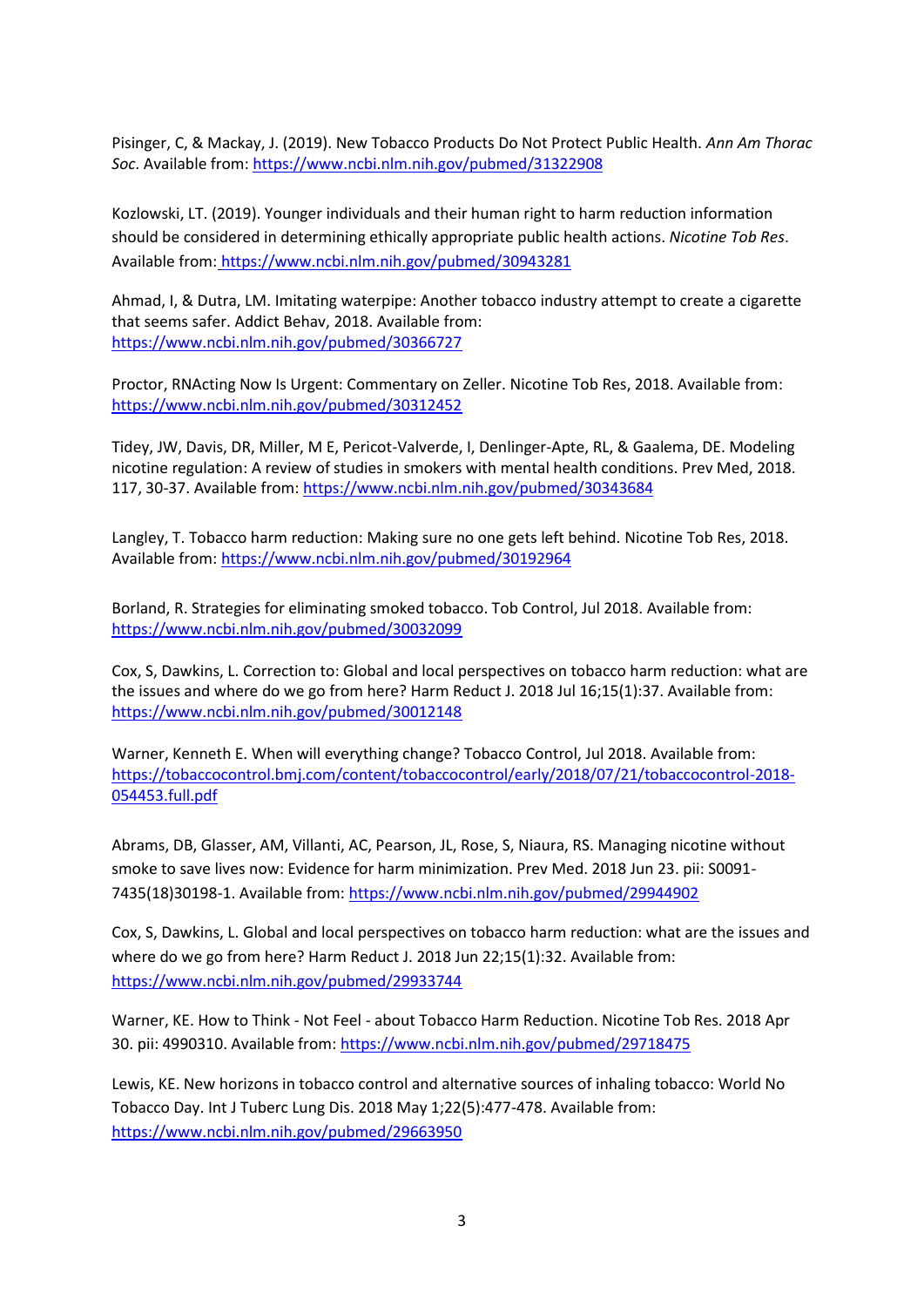Pisinger, C, & Mackay, J. (2019). New Tobacco Products Do Not Protect Public Health. *Ann Am Thorac Soc*. Available from: https://www.ncbi.nlm.nih.gov/pubmed/31322908

Kozlowski, LT. (2019). Younger individuals and their human right to harm reduction information should be considered in determining ethically appropriate public health actions. *Nicotine Tob Res*. Available from: https://www.ncbi.nlm.nih.gov/pubmed/30943281

Ahmad, I, & Dutra, LM. Imitating waterpipe: Another tobacco industry attempt to create a cigarette that seems safer. Addict Behav, 2018. Available from: https://www.ncbi.nlm.nih.gov/pubmed/30366727

Proctor, RNActing Now Is Urgent: Commentary on Zeller. Nicotine Tob Res, 2018. Available from: https://www.ncbi.nlm.nih.gov/pubmed/30312452

Tidey, JW, Davis, DR, Miller, M E, Pericot-Valverde, I, Denlinger-Apte, RL, & Gaalema, DE. Modeling nicotine regulation: A review of studies in smokers with mental health conditions. Prev Med, 2018. 117, 30-37. Available from: https://www.ncbi.nlm.nih.gov/pubmed/30343684

Langley, T. Tobacco harm reduction: Making sure no one gets left behind. Nicotine Tob Res, 2018. Available from: https://www.ncbi.nlm.nih.gov/pubmed/30192964

Borland, R. Strategies for eliminating smoked tobacco. Tob Control, Jul 2018. Available from: https://www.ncbi.nlm.nih.gov/pubmed/30032099

Cox, S, Dawkins, L. Correction to: Global and local perspectives on tobacco harm reduction: what are the issues and where do we go from here? Harm Reduct J. 2018 Jul 16;15(1):37. Available from: https://www.ncbi.nlm.nih.gov/pubmed/30012148

Warner, Kenneth E. When will everything change? Tobacco Control, Jul 2018. Available from: https://tobaccocontrol.bmj.com/content/tobaccocontrol/early/2018/07/21/tobaccocontrol-2018-054453.full.pdf

Abrams, DB, Glasser, AM, Villanti, AC, Pearson, JL, Rose, S, Niaura, RS. Managing nicotine without smoke to save lives now: Evidence for harm minimization. Prev Med. 2018 Jun 23. pii: S0091-7435(18)30198-1. Available from: https://www.ncbi.nlm.nih.gov/pubmed/29944902

Cox, S, Dawkins, L. Global and local perspectives on tobacco harm reduction: what are the issues and where do we go from here? Harm Reduct J. 2018 Jun 22;15(1):32. Available from: https://www.ncbi.nlm.nih.gov/pubmed/29933744

Warner, KE. How to Think - Not Feel - about Tobacco Harm Reduction. Nicotine Tob Res. 2018 Apr 30. pii: 4990310. Available from: https://www.ncbi.nlm.nih.gov/pubmed/29718475

Lewis, KE. New horizons in tobacco control and alternative sources of inhaling tobacco: World No Tobacco Day. Int J Tuberc Lung Dis. 2018 May 1;22(5):477-478. Available from: https://www.ncbi.nlm.nih.gov/pubmed/29663950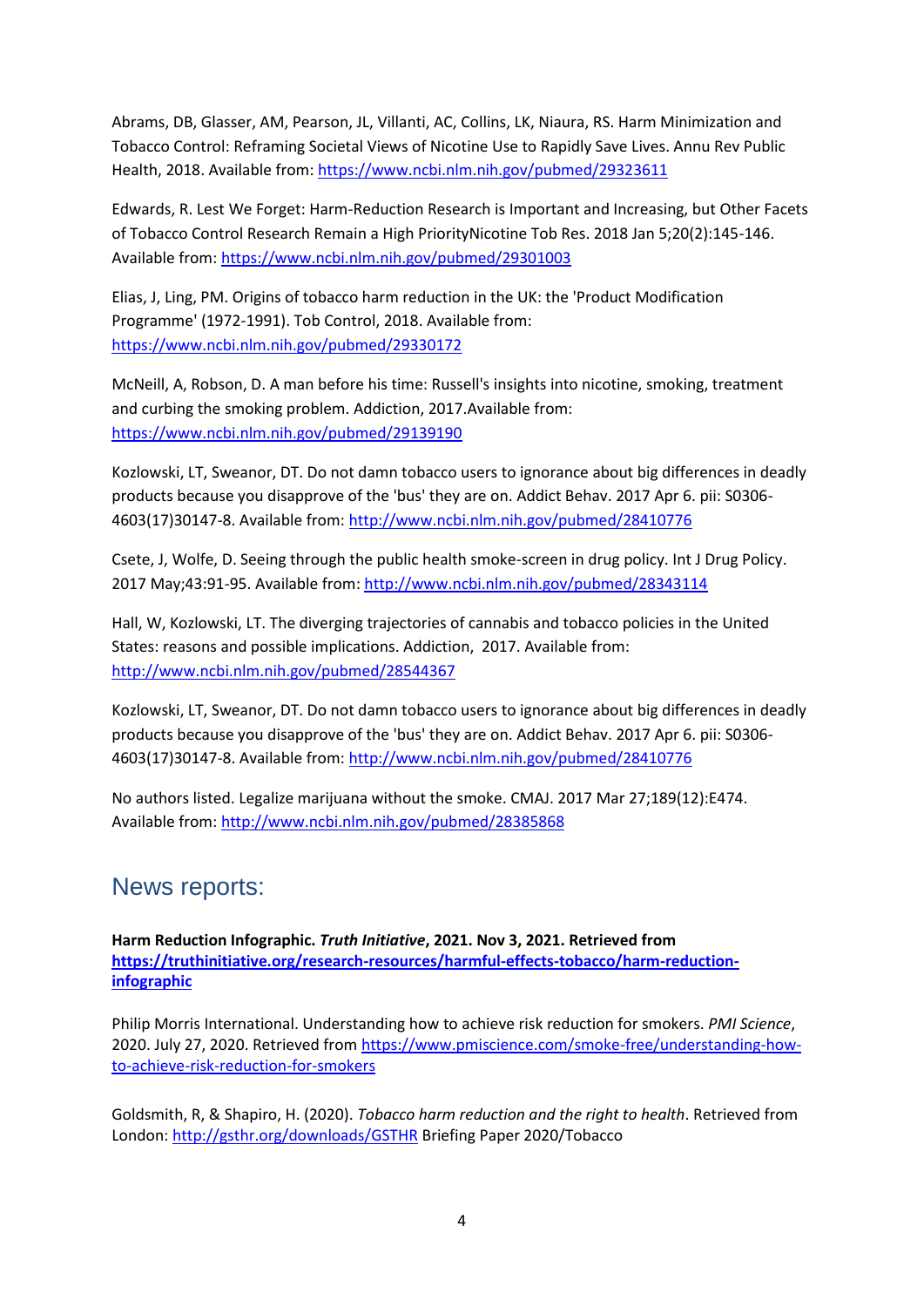Abrams, DB, Glasser, AM, Pearson, JL, Villanti, AC, Collins, LK, Niaura, RS. Harm Minimization and Tobacco Control: Reframing Societal Views of Nicotine Use to Rapidly Save Lives. Annu Rev Public Health, 2018. Available from: https://www.ncbi.nlm.nih.gov/pubmed/29323611

Edwards, R. Lest We Forget: Harm-Reduction Research is Important and Increasing, but Other Facets of Tobacco Control Research Remain a High PriorityNicotine Tob Res. 2018 Jan 5;20(2):145-146. Available from: https://www.ncbi.nlm.nih.gov/pubmed/29301003

Elias, J, Ling, PM. Origins of tobacco harm reduction in the UK: the 'Product Modification Programme' (1972-1991). Tob Control, 2018. Available from: https://www.ncbi.nlm.nih.gov/pubmed/29330172

McNeill, A, Robson, D. A man before his time: Russell's insights into nicotine, smoking, treatment and curbing the smoking problem. Addiction, 2017.Available from: https://www.ncbi.nlm.nih.gov/pubmed/29139190

Kozlowski, LT, Sweanor, DT. Do not damn tobacco users to ignorance about big differences in deadly products because you disapprove of the 'bus' they are on. Addict Behav. 2017 Apr 6. pii: S0306-4603(17)30147-8. Available from: http://www.ncbi.nlm.nih.gov/pubmed/28410776

Csete, J, Wolfe, D. Seeing through the public health smoke-screen in drug policy. Int J Drug Policy. 2017 May;43:91-95. Available from: http://www.ncbi.nlm.nih.gov/pubmed/28343114

Hall, W, Kozlowski, LT. The diverging trajectories of cannabis and tobacco policies in the United States: reasons and possible implications. Addiction, 2017. Available from: http://www.ncbi.nlm.nih.gov/pubmed/28544367

Kozlowski, LT, Sweanor, DT. Do not damn tobacco users to ignorance about big differences in deadly products because you disapprove of the 'bus' they are on. Addict Behav. 2017 Apr 6. pii: S0306-4603(17)30147-8. Available from: http://www.ncbi.nlm.nih.gov/pubmed/28410776

No authors listed. Legalize marijuana without the smoke. CMAJ. 2017 Mar 27;189(12):E474. Available from: http://www.ncbi.nlm.nih.gov/pubmed/28385868

## News reports:

**Harm Reduction Infographic. *Truth Initiative*, 2021. Nov 3, 2021. Retrieved from https://truthinitiative.org/research-resources/harmful-effects-tobacco/harm-reduction-infographic**

Philip Morris International. Understanding how to achieve risk reduction for smokers. *PMI Science*, 2020. July 27, 2020. Retrieved from https://www.pmiscience.com/smoke-free/understanding-how-to-achieve-risk-reduction-for-smokers

Goldsmith, R, & Shapiro, H. (2020). *Tobacco harm reduction and the right to health*. Retrieved from London: http://gsthr.org/downloads/GSTHR Briefing Paper 2020/Tobacco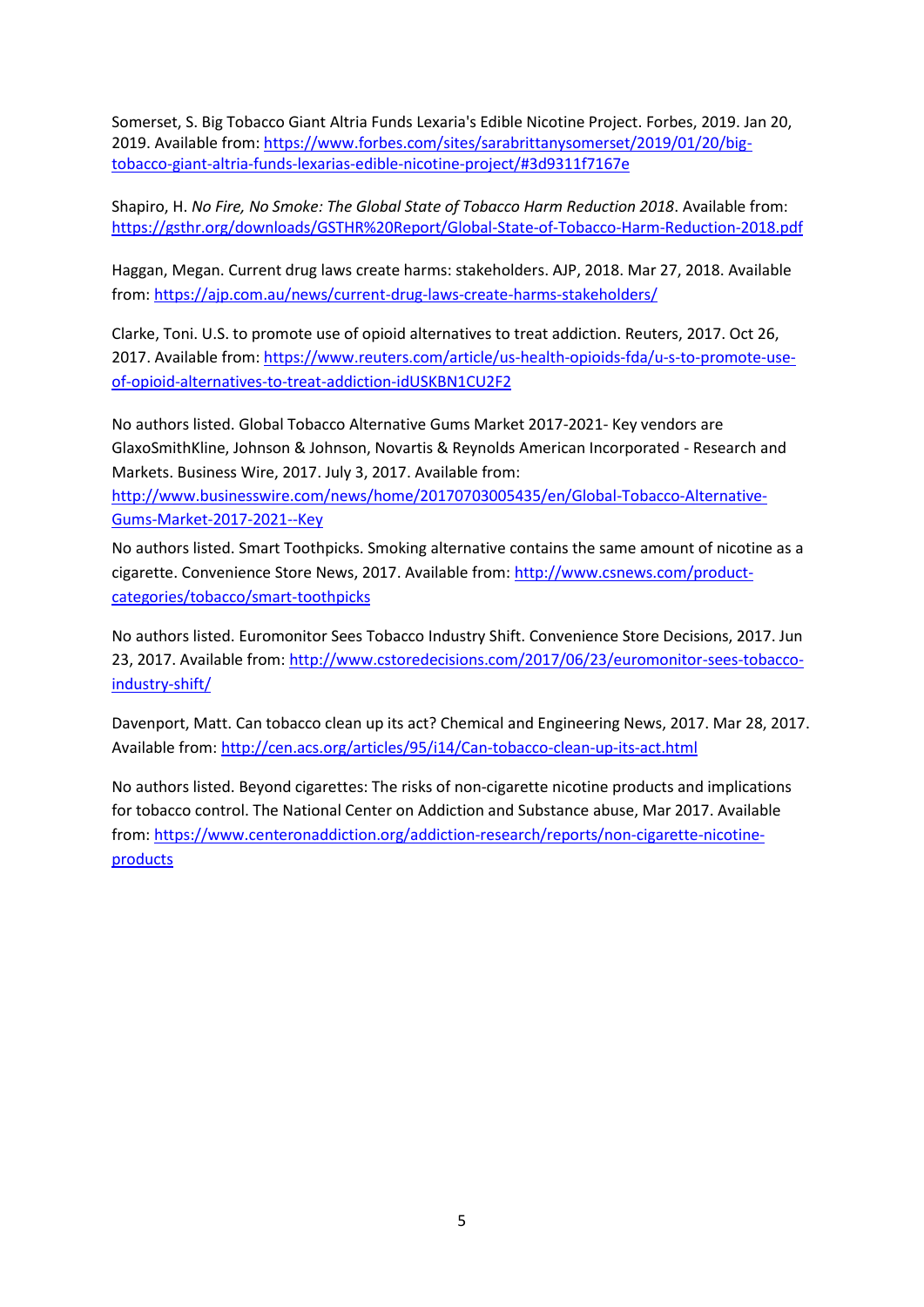Somerset, S. Big Tobacco Giant Altria Funds Lexaria's Edible Nicotine Project. Forbes, 2019. Jan 20, 2019. Available from: https://www.forbes.com/sites/sarabrittanysomerset/2019/01/20/big-tobacco-giant-altria-funds-lexarias-edible-nicotine-project/#3d9311f7167e

Shapiro, H. *No Fire, No Smoke: The Global State of Tobacco Harm Reduction 2018*. Available from: https://gsthr.org/downloads/GSTHR%20Report/Global-State-of-Tobacco-Harm-Reduction-2018.pdf

Haggan, Megan. Current drug laws create harms: stakeholders. AJP, 2018. Mar 27, 2018. Available from: https://ajp.com.au/news/current-drug-laws-create-harms-stakeholders/

Clarke, Toni. U.S. to promote use of opioid alternatives to treat addiction. Reuters, 2017. Oct 26, 2017. Available from: https://www.reuters.com/article/us-health-opioids-fda/u-s-to-promote-use-of-opioid-alternatives-to-treat-addiction-idUSKBN1CU2F2

No authors listed. Global Tobacco Alternative Gums Market 2017-2021- Key vendors are GlaxoSmithKline, Johnson & Johnson, Novartis & Reynolds American Incorporated - Research and Markets. Business Wire, 2017. July 3, 2017. Available from: http://www.businesswire.com/news/home/20170703005435/en/Global-Tobacco-Alternative-Gums-Market-2017-2021--Key

No authors listed. Smart Toothpicks. Smoking alternative contains the same amount of nicotine as a cigarette. Convenience Store News, 2017. Available from: http://www.csnews.com/product-categories/tobacco/smart-toothpicks

No authors listed. Euromonitor Sees Tobacco Industry Shift. Convenience Store Decisions, 2017. Jun 23, 2017. Available from: http://www.cstoredecisions.com/2017/06/23/euromonitor-sees-tobacco-industry-shift/

Davenport, Matt. Can tobacco clean up its act? Chemical and Engineering News, 2017. Mar 28, 2017. Available from: http://cen.acs.org/articles/95/i14/Can-tobacco-clean-up-its-act.html

No authors listed. Beyond cigarettes: The risks of non-cigarette nicotine products and implications for tobacco control. The National Center on Addiction and Substance abuse, Mar 2017. Available from: https://www.centeronaddiction.org/addiction-research/reports/non-cigarette-nicotine-products